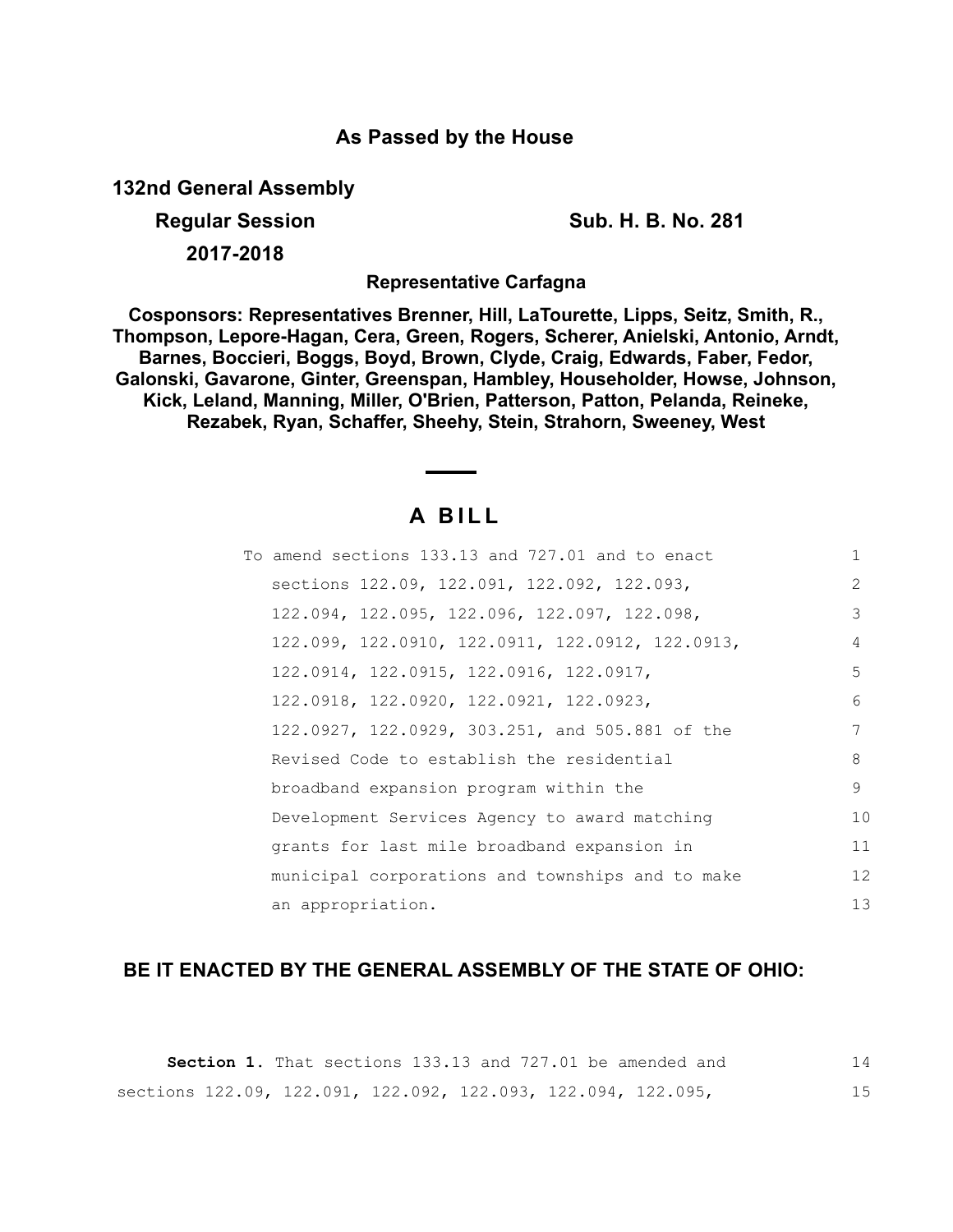**As Passed by the House**

**132nd General Assembly**

**Regular Session** **Sub. H. B. No. 281**

**2017-2018**

**Representative Carfagna**

**Cosponsors: Representatives Brenner, Hill, LaTourette, Lipps, Seitz, Smith, R., Thompson, Lepore-Hagan, Cera, Green, Rogers, Scherer, Anielski, Antonio, Arndt, Barnes, Boccieri, Boggs, Boyd, Brown, Clyde, Craig, Edwards, Faber, Fedor, Galonski, Gavarone, Ginter, Greenspan, Hambley, Householder, Howse, Johnson, Kick, Leland, Manning, Miller, O'Brien, Patterson, Patton, Pelanda, Reineke, Rezabek, Ryan, Schaffer, Sheehy, Stein, Strahorn, Sweeney, West**

# A BILL

To amend sections 133.13 and 727.01 and to enact sections 122.09, 122.091, 122.092, 122.093, 122.094, 122.095, 122.096, 122.097, 122.098, 122.099, 122.0910, 122.0911, 122.0912, 122.0913, 122.0914, 122.0915, 122.0916, 122.0917, 122.0918, 122.0920, 122.0921, 122.0923, 122.0927, 122.0929, 303.251, and 505.881 of the Revised Code to establish the residential broadband expansion program within the Development Services Agency to award matching grants for last mile broadband expansion in municipal corporations and townships and to make an appropriation.

**BE IT ENACTED BY THE GENERAL ASSEMBLY OF THE STATE OF OHIO:**

**Section 1.** That sections 133.13 and 727.01 be amended and sections 122.09, 122.091, 122.092, 122.093, 122.094, 122.095,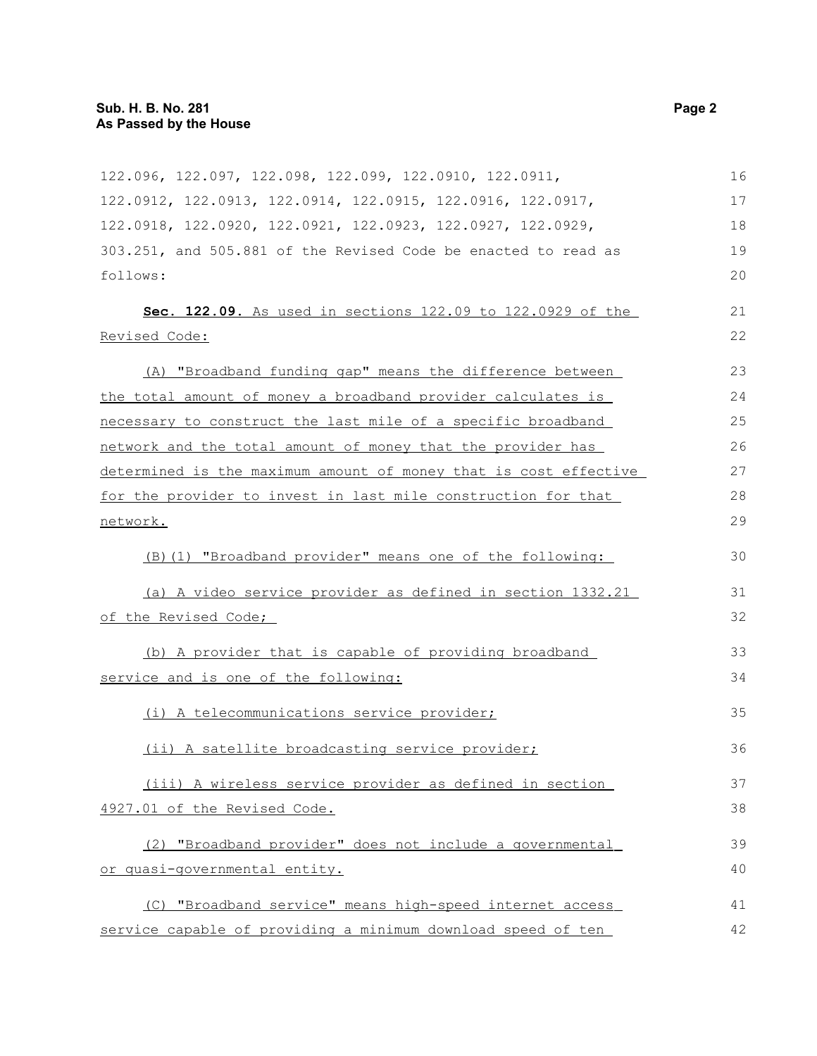122.096, 122.097, 122.098, 122.099, 122.0910, 122.0911, 122.0912, 122.0913, 122.0914, 122.0915, 122.0916, 122.0917, 122.0918, 122.0920, 122.0921, 122.0923, 122.0927, 122.0929, 303.251, and 505.881 of the Revised Code be enacted to read as follows:

**Sec. 122.09.** As used in sections 122.09 to 122.0929 of the Revised Code:

(A) "Broadband funding gap" means the difference between the total amount of money a broadband provider calculates is necessary to construct the last mile of a specific broadband network and the total amount of money that the provider has determined is the maximum amount of money that is cost effective for the provider to invest in last mile construction for that network.

(B)(1) "Broadband provider" means one of the following:

(a) A video service provider as defined in section 1332.21 of the Revised Code;

(b) A provider that is capable of providing broadband service and is one of the following:

(i) A telecommunications service provider;

(ii) A satellite broadcasting service provider;

(iii) A wireless service provider as defined in section 4927.01 of the Revised Code.

(2) "Broadband provider" does not include a governmental or quasi-governmental entity.

(C) "Broadband service" means high-speed internet access service capable of providing a minimum download speed of ten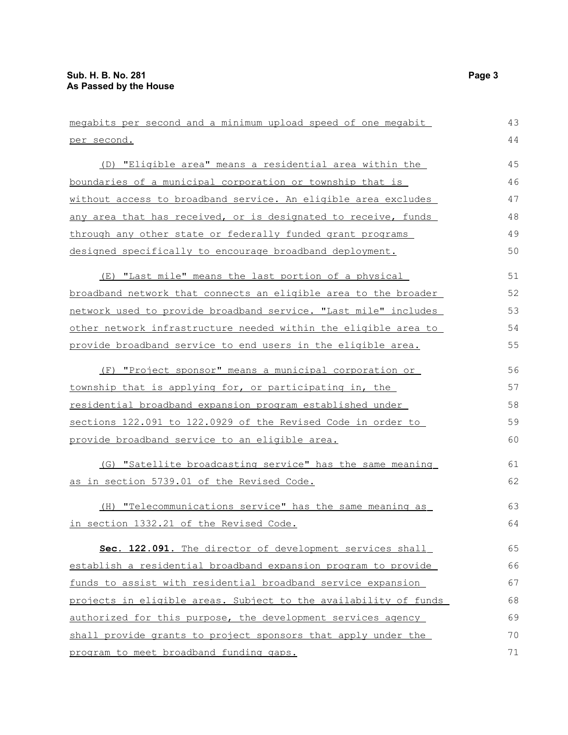megabits per second and a minimum upload speed of one megabit per second.

(D) "Eligible area" means a residential area within the boundaries of a municipal corporation or township that is without access to broadband service. An eligible area excludes any area that has received, or is designated to receive, funds through any other state or federally funded grant programs designed specifically to encourage broadband deployment.

(E) "Last mile" means the last portion of a physical broadband network that connects an eligible area to the broader network used to provide broadband service. "Last mile" includes other network infrastructure needed within the eligible area to provide broadband service to end users in the eligible area.

(F) "Project sponsor" means a municipal corporation or township that is applying for, or participating in, the residential broadband expansion program established under sections 122.091 to 122.0929 of the Revised Code in order to provide broadband service to an eligible area.

(G) "Satellite broadcasting service" has the same meaning as in section 5739.01 of the Revised Code.

(H) "Telecommunications service" has the same meaning as in section 1332.21 of the Revised Code.

**Sec. 122.091.** The director of development services shall establish a residential broadband expansion program to provide funds to assist with residential broadband service expansion projects in eligible areas. Subject to the availability of funds authorized for this purpose, the development services agency shall provide grants to project sponsors that apply under the program to meet broadband funding gaps.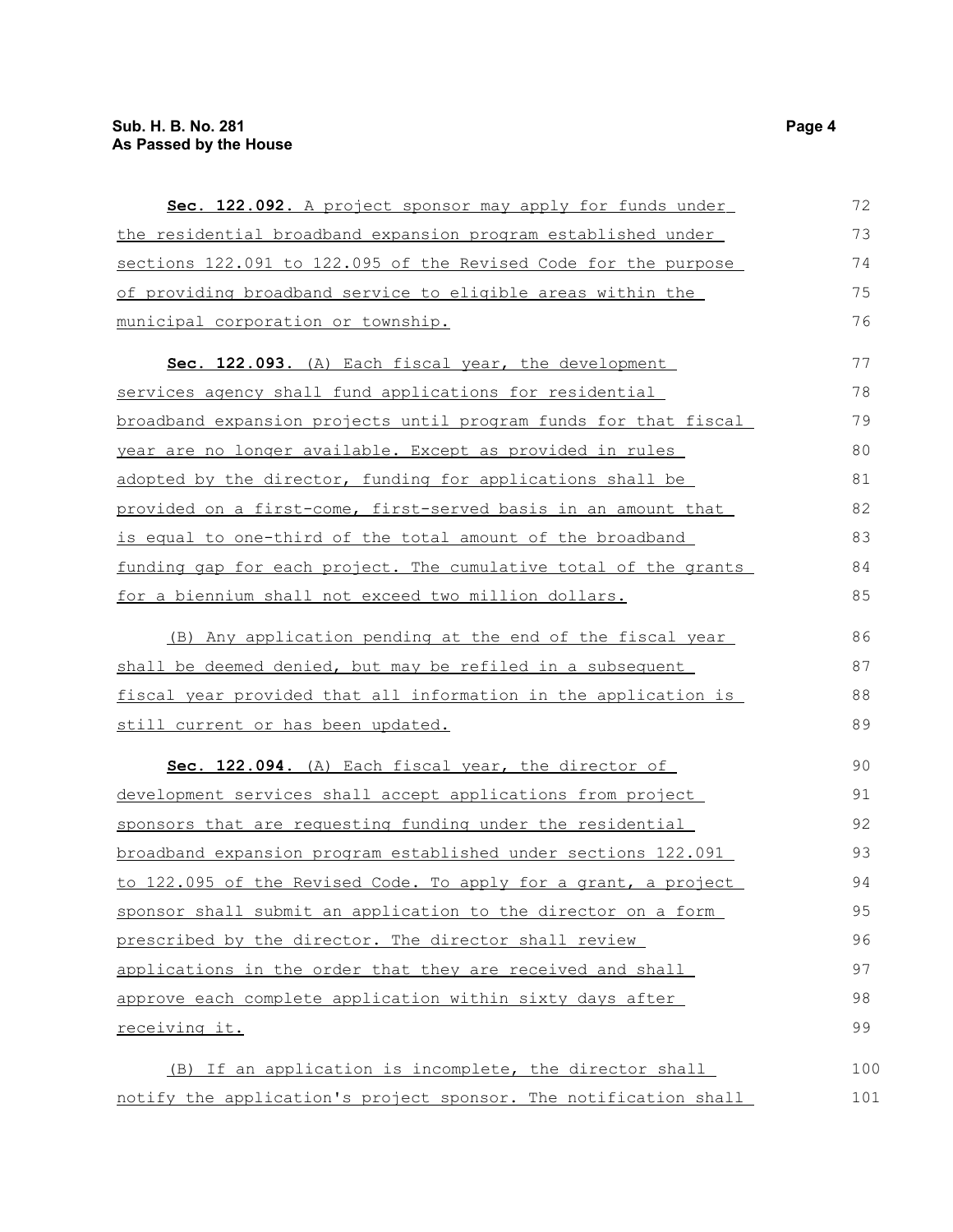**Sec. 122.092.** A project sponsor may apply for funds under the residential broadband expansion program established under sections 122.091 to 122.095 of the Revised Code for the purpose of providing broadband service to eligible areas within the municipal corporation or township.

**Sec. 122.093.** (A) Each fiscal year, the development services agency shall fund applications for residential broadband expansion projects until program funds for that fiscal year are no longer available. Except as provided in rules adopted by the director, funding for applications shall be provided on a first-come, first-served basis in an amount that is equal to one-third of the total amount of the broadband funding gap for each project. The cumulative total of the grants for a biennium shall not exceed two million dollars.

(B) Any application pending at the end of the fiscal year shall be deemed denied, but may be refiled in a subsequent fiscal year provided that all information in the application is still current or has been updated.

**Sec. 122.094.** (A) Each fiscal year, the director of development services shall accept applications from project sponsors that are requesting funding under the residential broadband expansion program established under sections 122.091 to 122.095 of the Revised Code. To apply for a grant, a project sponsor shall submit an application to the director on a form prescribed by the director. The director shall review applications in the order that they are received and shall approve each complete application within sixty days after receiving it.

(B) If an application is incomplete, the director shall notify the application's project sponsor. The notification shall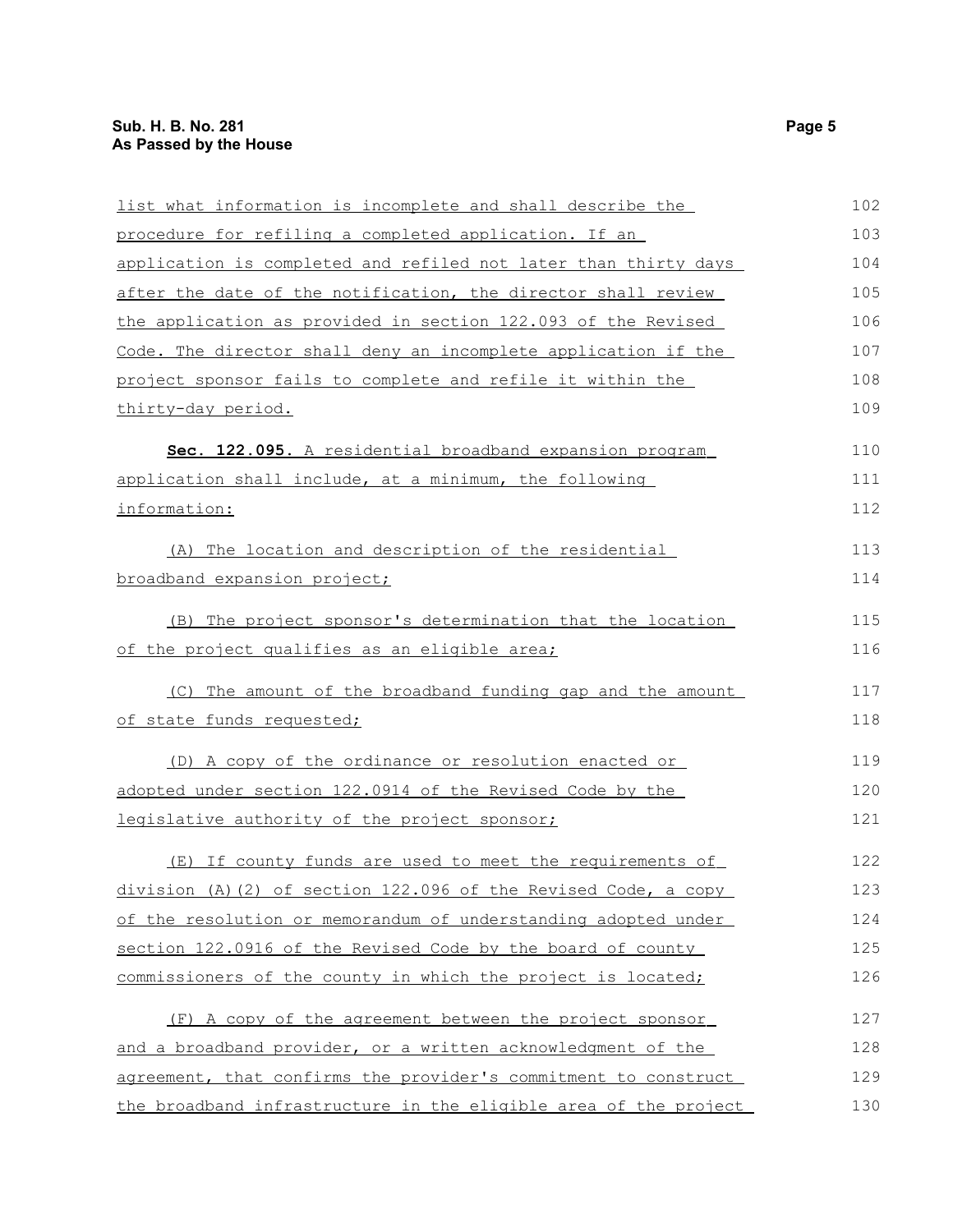list what information is incomplete and shall describe the procedure for refiling a completed application. If an application is completed and refiled not later than thirty days after the date of the notification, the director shall review the application as provided in section 122.093 of the Revised Code. The director shall deny an incomplete application if the project sponsor fails to complete and refile it within the thirty-day period.

**Sec. 122.095.** A residential broadband expansion program application shall include, at a minimum, the following information:

(A) The location and description of the residential broadband expansion project;

(B) The project sponsor's determination that the location of the project qualifies as an eligible area;

(C) The amount of the broadband funding gap and the amount of state funds requested;

(D) A copy of the ordinance or resolution enacted or adopted under section 122.0914 of the Revised Code by the legislative authority of the project sponsor;

(E) If county funds are used to meet the requirements of division (A)(2) of section 122.096 of the Revised Code, a copy of the resolution or memorandum of understanding adopted under section 122.0916 of the Revised Code by the board of county commissioners of the county in which the project is located;

(F) A copy of the agreement between the project sponsor and a broadband provider, or a written acknowledgment of the agreement, that confirms the provider's commitment to construct the broadband infrastructure in the eligible area of the project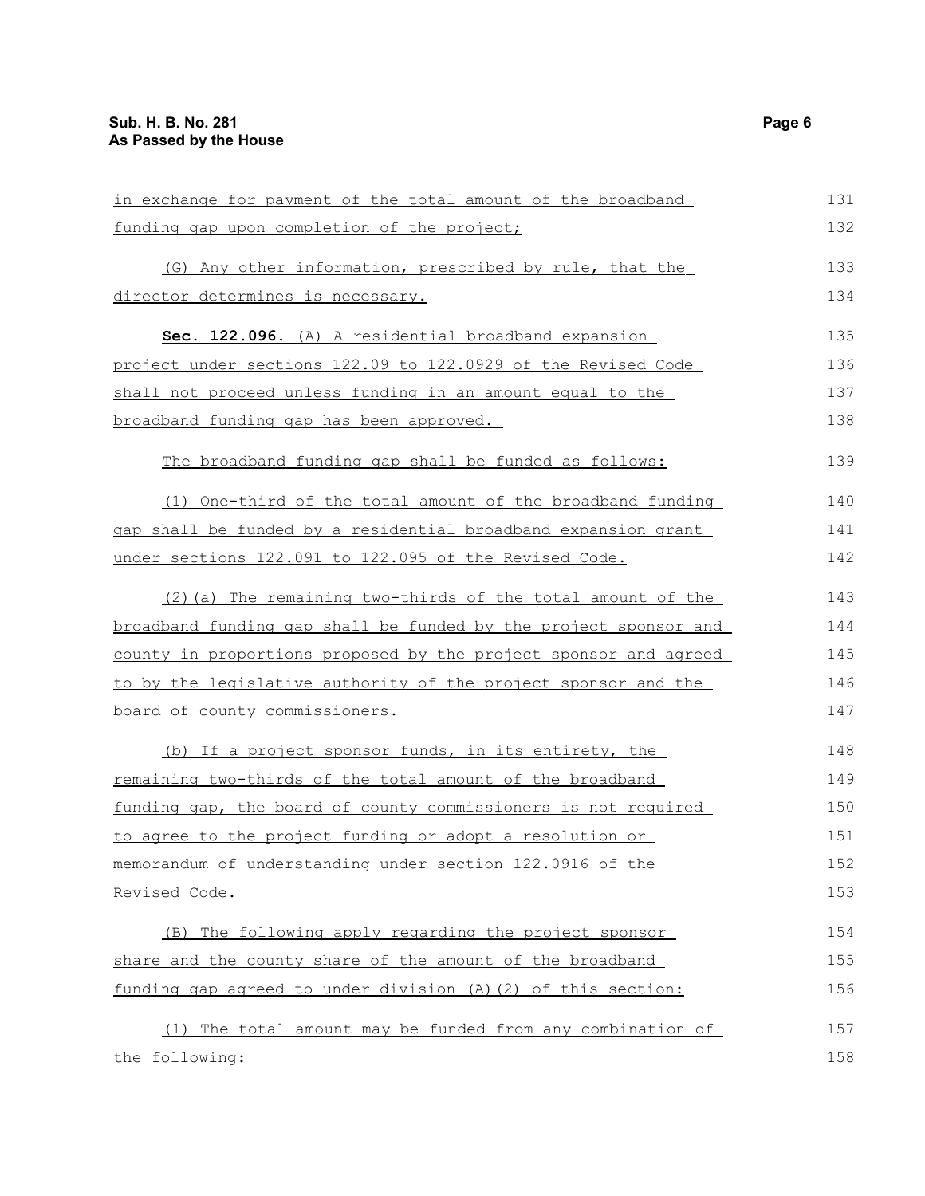in exchange for payment of the total amount of the broadband funding gap upon completion of the project;

(G) Any other information, prescribed by rule, that the director determines is necessary.

**Sec. 122.096.** (A) A residential broadband expansion project under sections 122.09 to 122.0929 of the Revised Code shall not proceed unless funding in an amount equal to the broadband funding gap has been approved.

The broadband funding gap shall be funded as follows:

(1) One-third of the total amount of the broadband funding gap shall be funded by a residential broadband expansion grant under sections 122.091 to 122.095 of the Revised Code.

(2)(a) The remaining two-thirds of the total amount of the broadband funding gap shall be funded by the project sponsor and county in proportions proposed by the project sponsor and agreed to by the legislative authority of the project sponsor and the board of county commissioners.

(b) If a project sponsor funds, in its entirety, the remaining two-thirds of the total amount of the broadband funding gap, the board of county commissioners is not required to agree to the project funding or adopt a resolution or memorandum of understanding under section 122.0916 of the Revised Code.

(B) The following apply regarding the project sponsor share and the county share of the amount of the broadband funding gap agreed to under division (A)(2) of this section:

(1) The total amount may be funded from any combination of the following: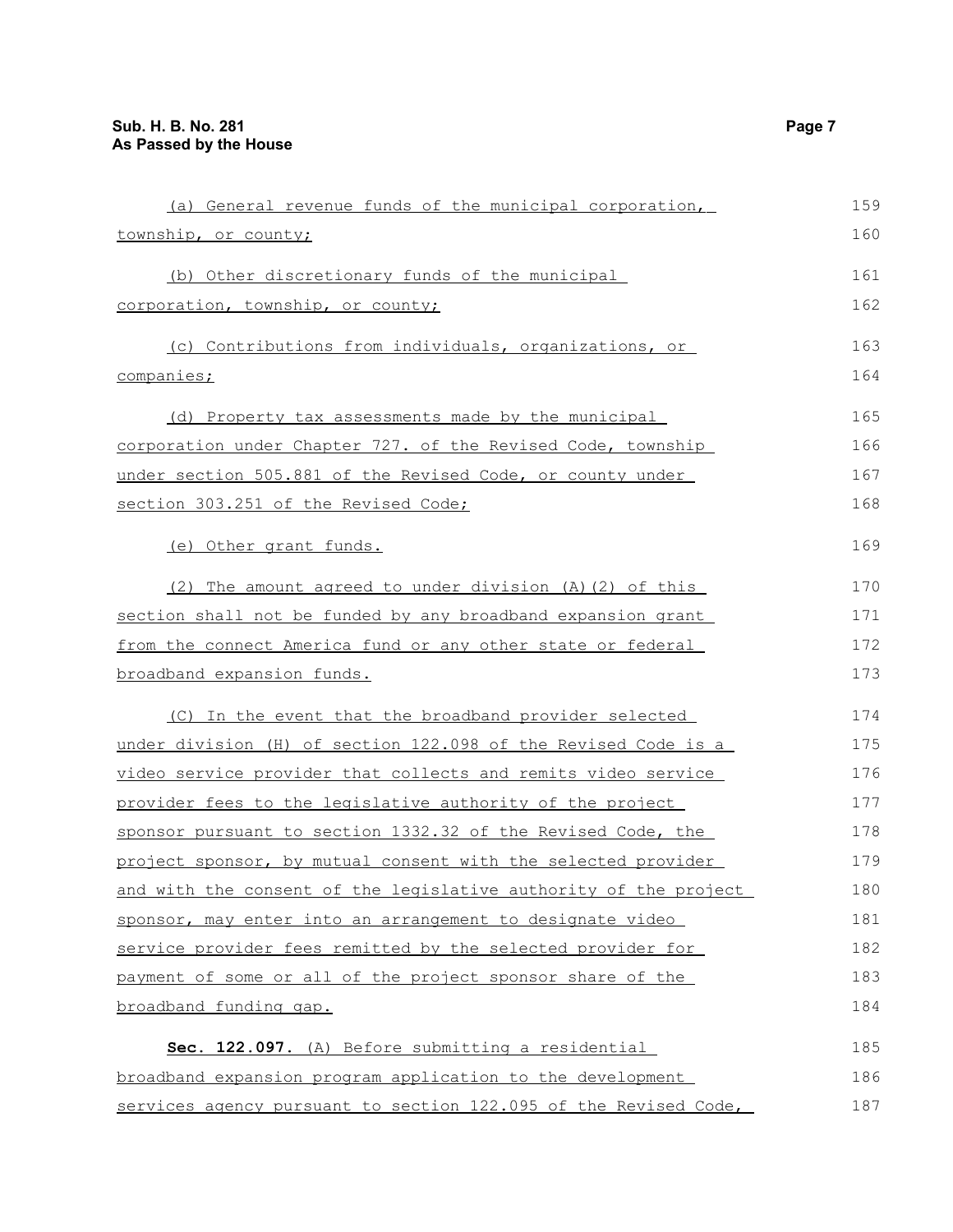(a) General revenue funds of the municipal corporation, township, or county;

(b) Other discretionary funds of the municipal corporation, township, or county;

(c) Contributions from individuals, organizations, or companies;

(d) Property tax assessments made by the municipal corporation under Chapter 727. of the Revised Code, township under section 505.881 of the Revised Code, or county under section 303.251 of the Revised Code;

(e) Other grant funds.

(2) The amount agreed to under division (A)(2) of this section shall not be funded by any broadband expansion grant from the connect America fund or any other state or federal broadband expansion funds.

(C) In the event that the broadband provider selected under division (H) of section 122.098 of the Revised Code is a video service provider that collects and remits video service provider fees to the legislative authority of the project sponsor pursuant to section 1332.32 of the Revised Code, the project sponsor, by mutual consent with the selected provider and with the consent of the legislative authority of the project sponsor, may enter into an arrangement to designate video service provider fees remitted by the selected provider for payment of some or all of the project sponsor share of the broadband funding gap.

**Sec. 122.097.** (A) Before submitting a residential broadband expansion program application to the development services agency pursuant to section 122.095 of the Revised Code,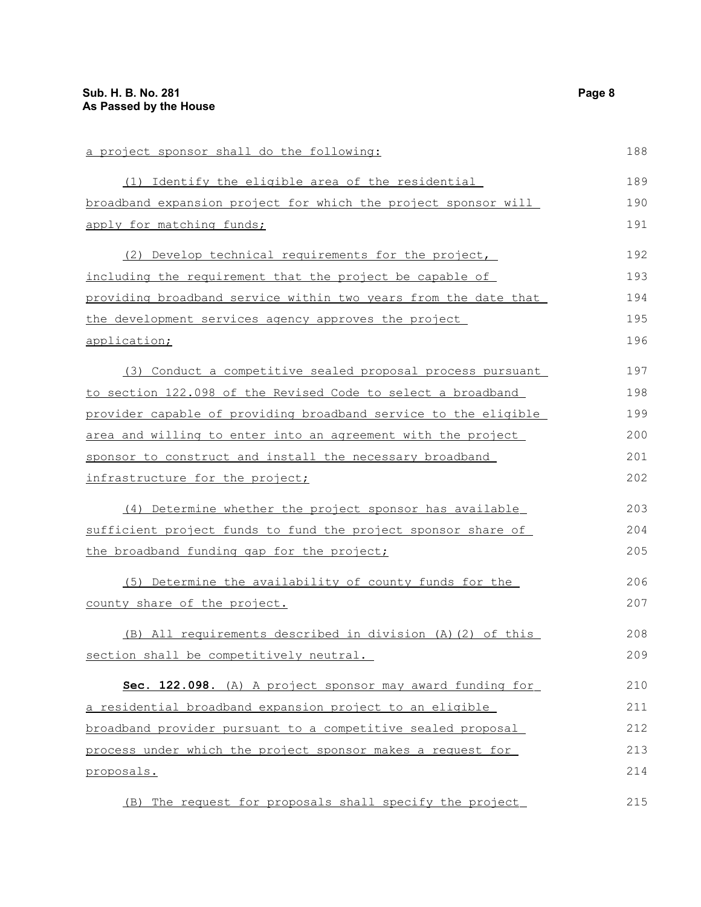a project sponsor shall do the following:

(1) Identify the eligible area of the residential broadband expansion project for which the project sponsor will apply for matching funds;

(2) Develop technical requirements for the project, including the requirement that the project be capable of providing broadband service within two years from the date that the development services agency approves the project application;

(3) Conduct a competitive sealed proposal process pursuant to section 122.098 of the Revised Code to select a broadband provider capable of providing broadband service to the eligible area and willing to enter into an agreement with the project sponsor to construct and install the necessary broadband infrastructure for the project;

(4) Determine whether the project sponsor has available sufficient project funds to fund the project sponsor share of the broadband funding gap for the project;

(5) Determine the availability of county funds for the county share of the project.

(B) All requirements described in division (A)(2) of this section shall be competitively neutral.

**Sec. 122.098.** (A) A project sponsor may award funding for a residential broadband expansion project to an eligible broadband provider pursuant to a competitive sealed proposal process under which the project sponsor makes a request for proposals.

(B) The request for proposals shall specify the project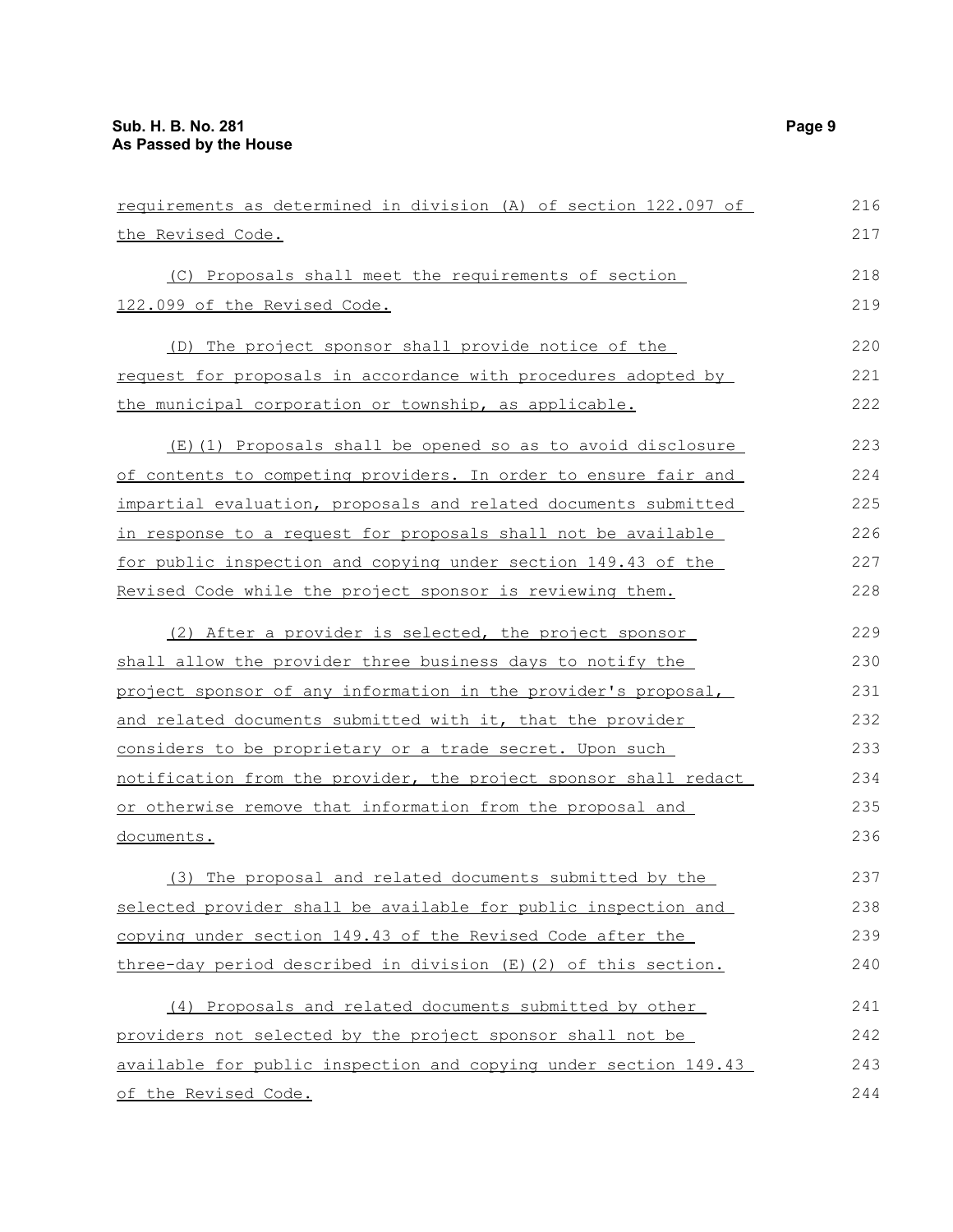requirements as determined in division (A) of section 122.097 of the Revised Code.

(C) Proposals shall meet the requirements of section 122.099 of the Revised Code.

(D) The project sponsor shall provide notice of the request for proposals in accordance with procedures adopted by the municipal corporation or township, as applicable.

(E)(1) Proposals shall be opened so as to avoid disclosure of contents to competing providers. In order to ensure fair and impartial evaluation, proposals and related documents submitted in response to a request for proposals shall not be available for public inspection and copying under section 149.43 of the Revised Code while the project sponsor is reviewing them.

(2) After a provider is selected, the project sponsor shall allow the provider three business days to notify the project sponsor of any information in the provider's proposal, and related documents submitted with it, that the provider considers to be proprietary or a trade secret. Upon such notification from the provider, the project sponsor shall redact or otherwise remove that information from the proposal and documents.

(3) The proposal and related documents submitted by the selected provider shall be available for public inspection and copying under section 149.43 of the Revised Code after the three-day period described in division (E)(2) of this section.

(4) Proposals and related documents submitted by other providers not selected by the project sponsor shall not be available for public inspection and copying under section 149.43 of the Revised Code.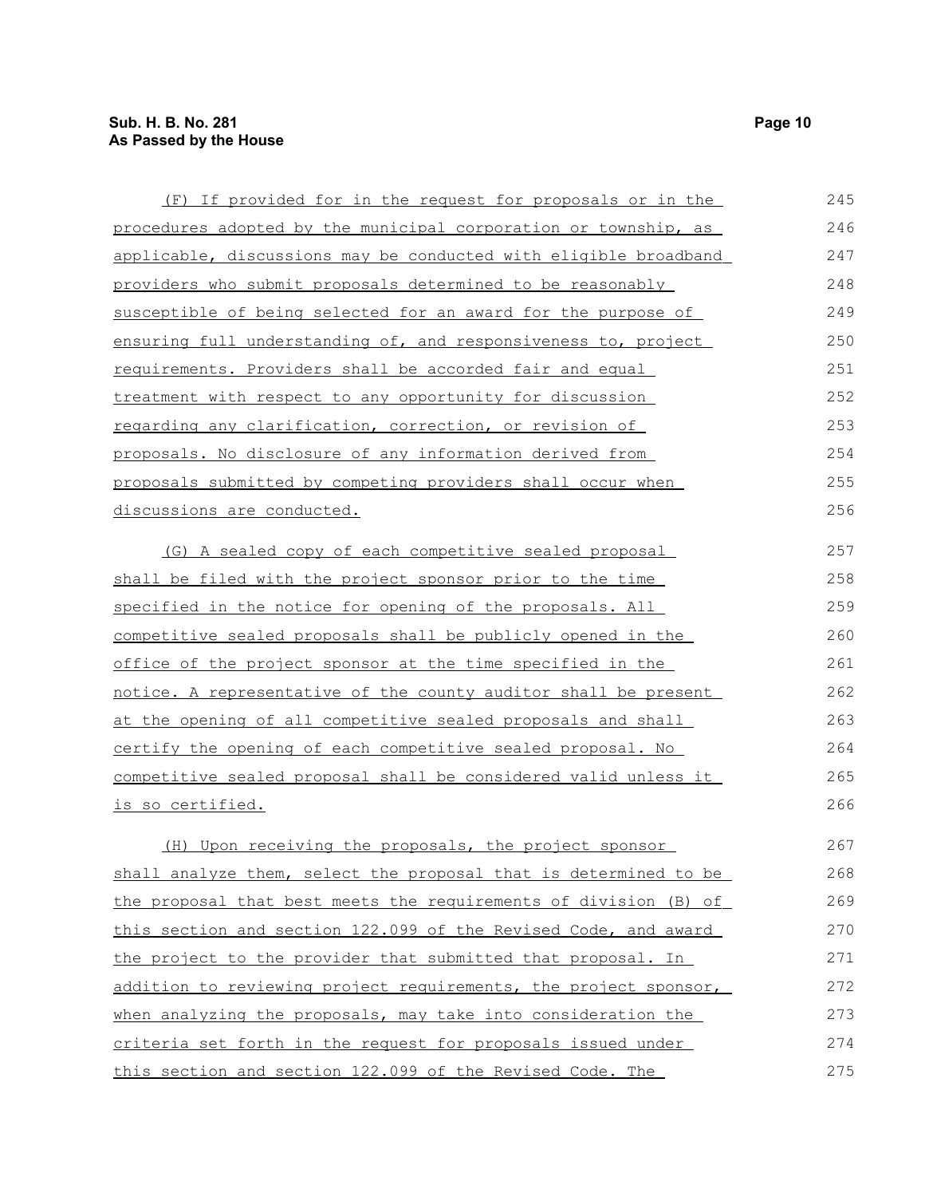(F) If provided for in the request for proposals or in the procedures adopted by the municipal corporation or township, as applicable, discussions may be conducted with eligible broadband providers who submit proposals determined to be reasonably susceptible of being selected for an award for the purpose of ensuring full understanding of, and responsiveness to, project requirements. Providers shall be accorded fair and equal treatment with respect to any opportunity for discussion regarding any clarification, correction, or revision of proposals. No disclosure of any information derived from proposals submitted by competing providers shall occur when discussions are conducted.

(G) A sealed copy of each competitive sealed proposal shall be filed with the project sponsor prior to the time specified in the notice for opening of the proposals. All competitive sealed proposals shall be publicly opened in the office of the project sponsor at the time specified in the notice. A representative of the county auditor shall be present at the opening of all competitive sealed proposals and shall certify the opening of each competitive sealed proposal. No competitive sealed proposal shall be considered valid unless it is so certified.

(H) Upon receiving the proposals, the project sponsor shall analyze them, select the proposal that is determined to be the proposal that best meets the requirements of division (B) of this section and section 122.099 of the Revised Code, and award the project to the provider that submitted that proposal. In addition to reviewing project requirements, the project sponsor, when analyzing the proposals, may take into consideration the criteria set forth in the request for proposals issued under this section and section 122.099 of the Revised Code. The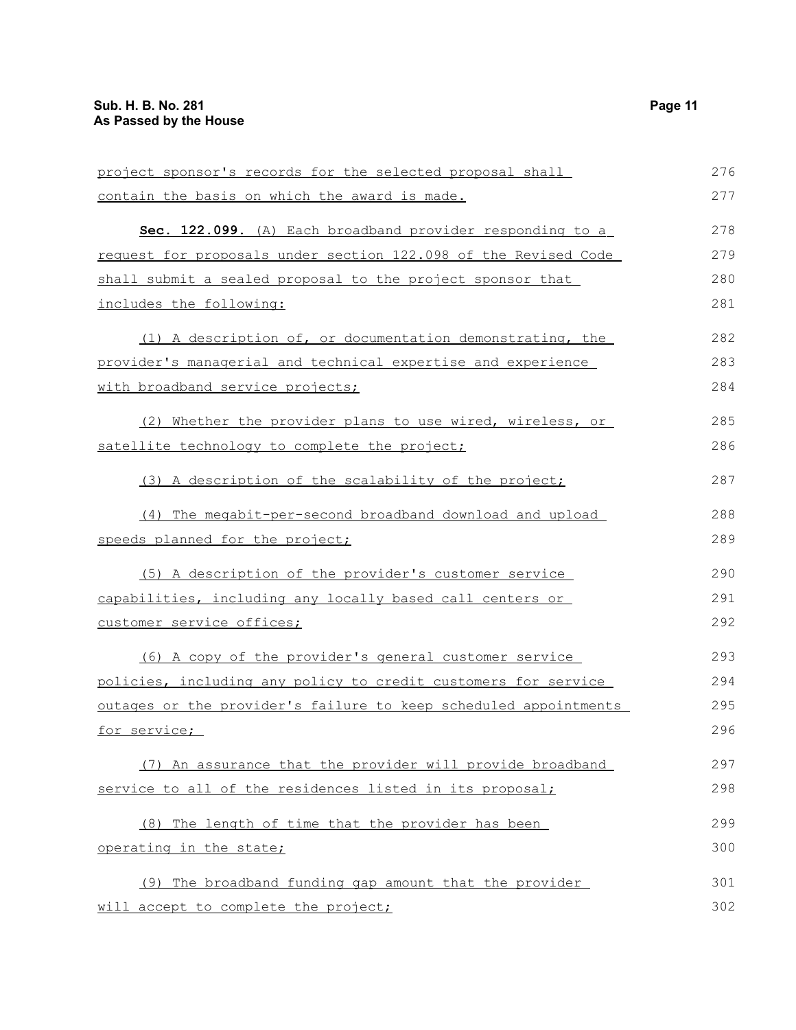project sponsor's records for the selected proposal shall contain the basis on which the award is made.

**Sec. 122.099.** (A) Each broadband provider responding to a request for proposals under section 122.098 of the Revised Code shall submit a sealed proposal to the project sponsor that includes the following:

(1) A description of, or documentation demonstrating, the provider's managerial and technical expertise and experience with broadband service projects;

(2) Whether the provider plans to use wired, wireless, or satellite technology to complete the project;

(3) A description of the scalability of the project;

(4) The megabit-per-second broadband download and upload speeds planned for the project;

(5) A description of the provider's customer service capabilities, including any locally based call centers or customer service offices;

(6) A copy of the provider's general customer service policies, including any policy to credit customers for service outages or the provider's failure to keep scheduled appointments for service;

(7) An assurance that the provider will provide broadband service to all of the residences listed in its proposal;

(8) The length of time that the provider has been operating in the state;

(9) The broadband funding gap amount that the provider will accept to complete the project;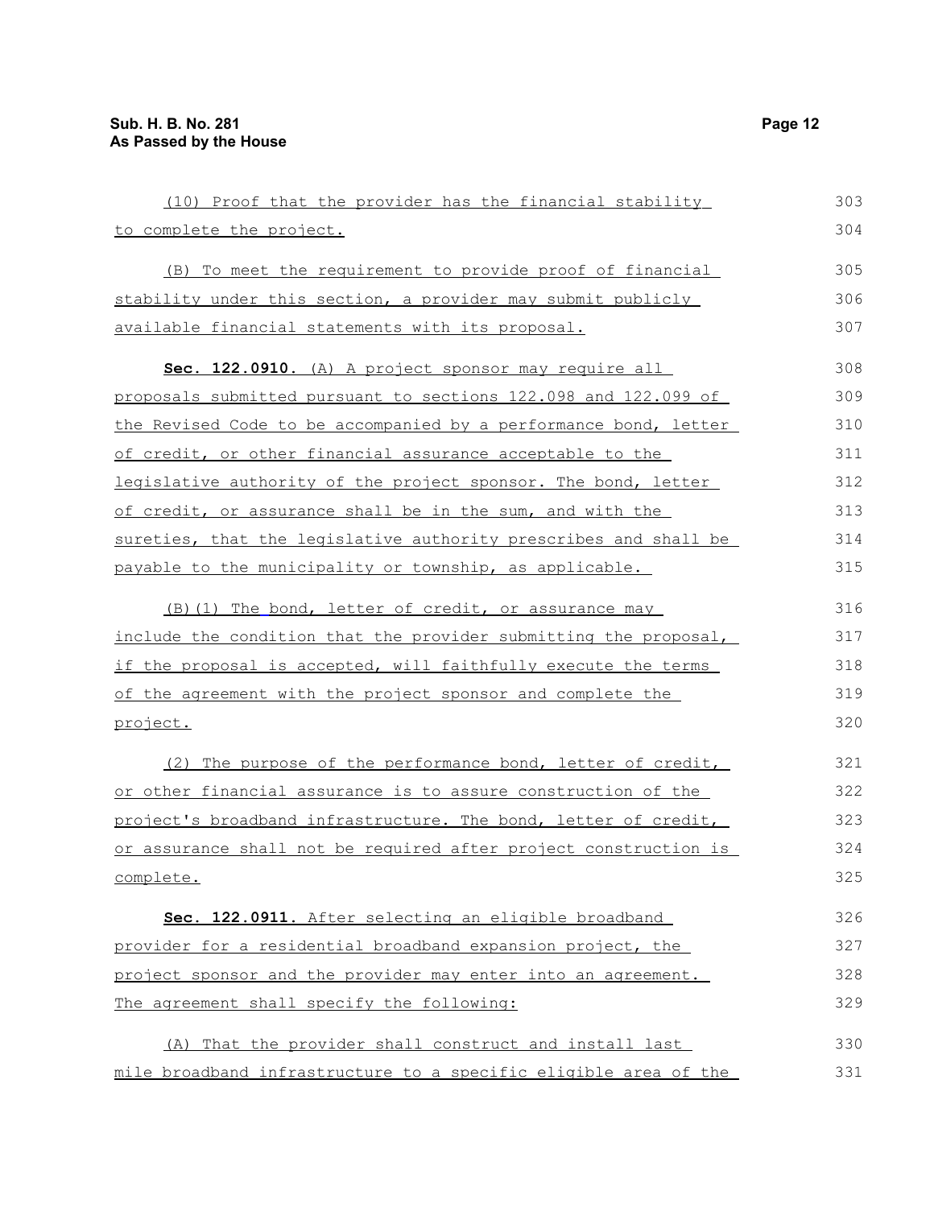(10) Proof that the provider has the financial stability to complete the project.

(B) To meet the requirement to provide proof of financial stability under this section, a provider may submit publicly available financial statements with its proposal.

**Sec. 122.0910.** (A) A project sponsor may require all proposals submitted pursuant to sections 122.098 and 122.099 of the Revised Code to be accompanied by a performance bond, letter of credit, or other financial assurance acceptable to the legislative authority of the project sponsor. The bond, letter of credit, or assurance shall be in the sum, and with the sureties, that the legislative authority prescribes and shall be payable to the municipality or township, as applicable.

(B)(1) The bond, letter of credit, or assurance may include the condition that the provider submitting the proposal, if the proposal is accepted, will faithfully execute the terms of the agreement with the project sponsor and complete the project.

(2) The purpose of the performance bond, letter of credit, or other financial assurance is to assure construction of the project's broadband infrastructure. The bond, letter of credit, or assurance shall not be required after project construction is complete.

**Sec. 122.0911.** After selecting an eligible broadband provider for a residential broadband expansion project, the project sponsor and the provider may enter into an agreement. The agreement shall specify the following:

(A) That the provider shall construct and install last mile broadband infrastructure to a specific eligible area of the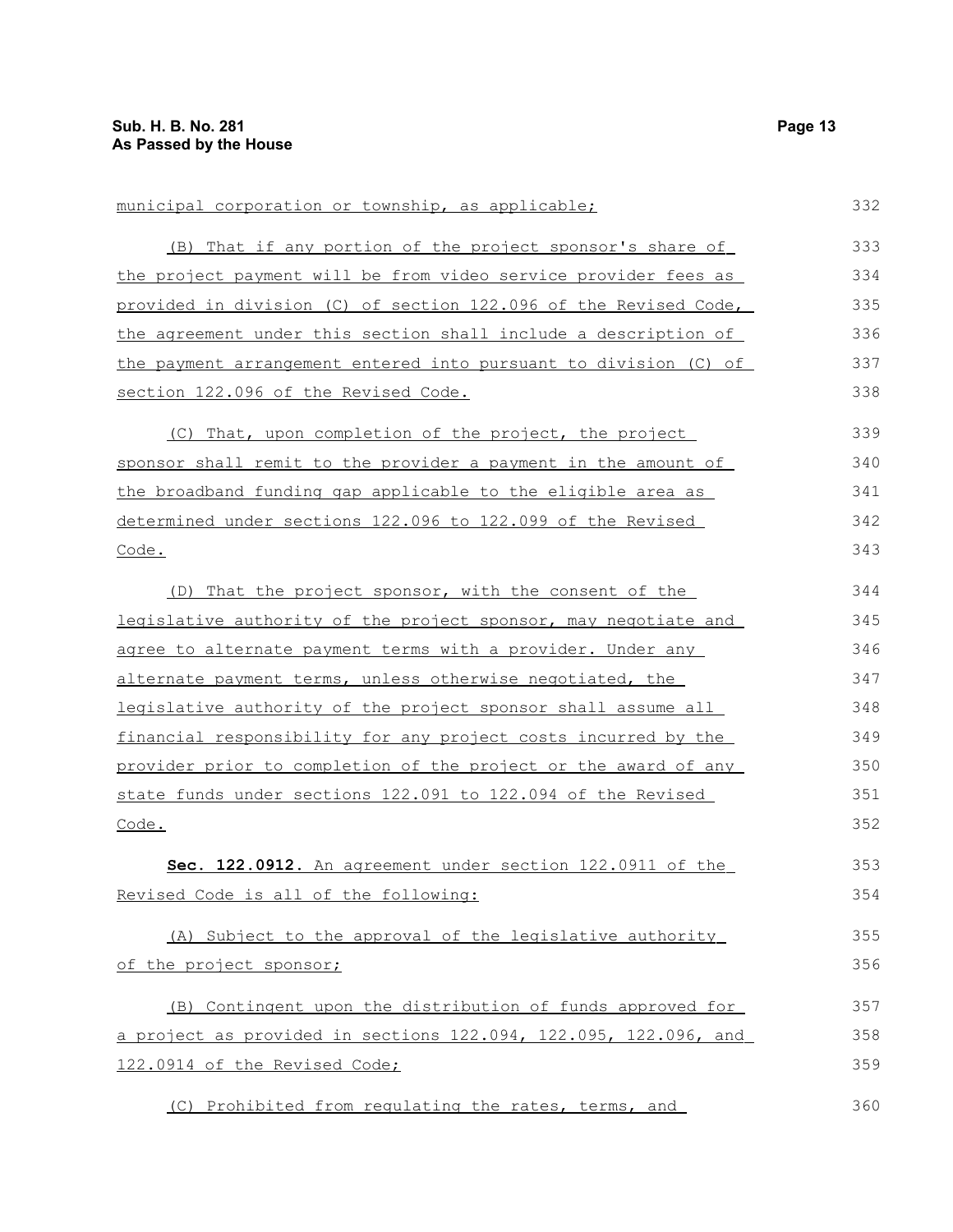municipal corporation or township, as applicable;

(B) That if any portion of the project sponsor's share of the project payment will be from video service provider fees as provided in division (C) of section 122.096 of the Revised Code, the agreement under this section shall include a description of the payment arrangement entered into pursuant to division (C) of section 122.096 of the Revised Code.

(C) That, upon completion of the project, the project sponsor shall remit to the provider a payment in the amount of the broadband funding gap applicable to the eligible area as determined under sections 122.096 to 122.099 of the Revised Code.

(D) That the project sponsor, with the consent of the legislative authority of the project sponsor, may negotiate and agree to alternate payment terms with a provider. Under any alternate payment terms, unless otherwise negotiated, the legislative authority of the project sponsor shall assume all financial responsibility for any project costs incurred by the provider prior to completion of the project or the award of any state funds under sections 122.091 to 122.094 of the Revised Code.

**Sec. 122.0912.** An agreement under section 122.0911 of the Revised Code is all of the following:

(A) Subject to the approval of the legislative authority of the project sponsor;

(B) Contingent upon the distribution of funds approved for a project as provided in sections 122.094, 122.095, 122.096, and 122.0914 of the Revised Code;

(C) Prohibited from regulating the rates, terms, and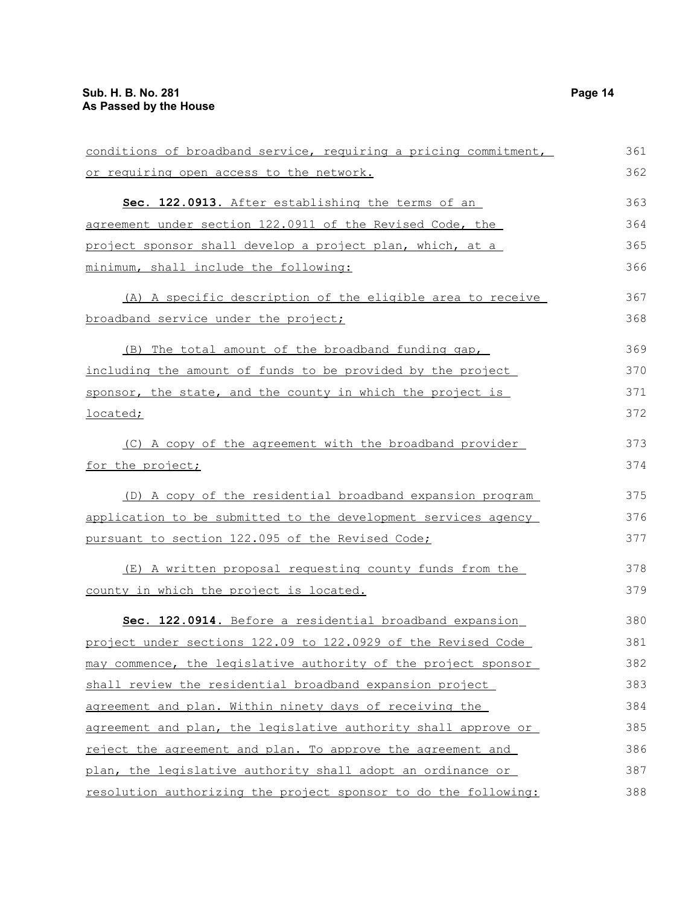conditions of broadband service, requiring a pricing commitment, or requiring open access to the network.

**Sec. 122.0913.** After establishing the terms of an agreement under section 122.0911 of the Revised Code, the project sponsor shall develop a project plan, which, at a minimum, shall include the following:

(A) A specific description of the eligible area to receive broadband service under the project;

(B) The total amount of the broadband funding gap, including the amount of funds to be provided by the project sponsor, the state, and the county in which the project is located;

(C) A copy of the agreement with the broadband provider for the project;

(D) A copy of the residential broadband expansion program application to be submitted to the development services agency pursuant to section 122.095 of the Revised Code;

(E) A written proposal requesting county funds from the county in which the project is located.

**Sec. 122.0914.** Before a residential broadband expansion project under sections 122.09 to 122.0929 of the Revised Code may commence, the legislative authority of the project sponsor shall review the residential broadband expansion project agreement and plan. Within ninety days of receiving the agreement and plan, the legislative authority shall approve or reject the agreement and plan. To approve the agreement and plan, the legislative authority shall adopt an ordinance or resolution authorizing the project sponsor to do the following: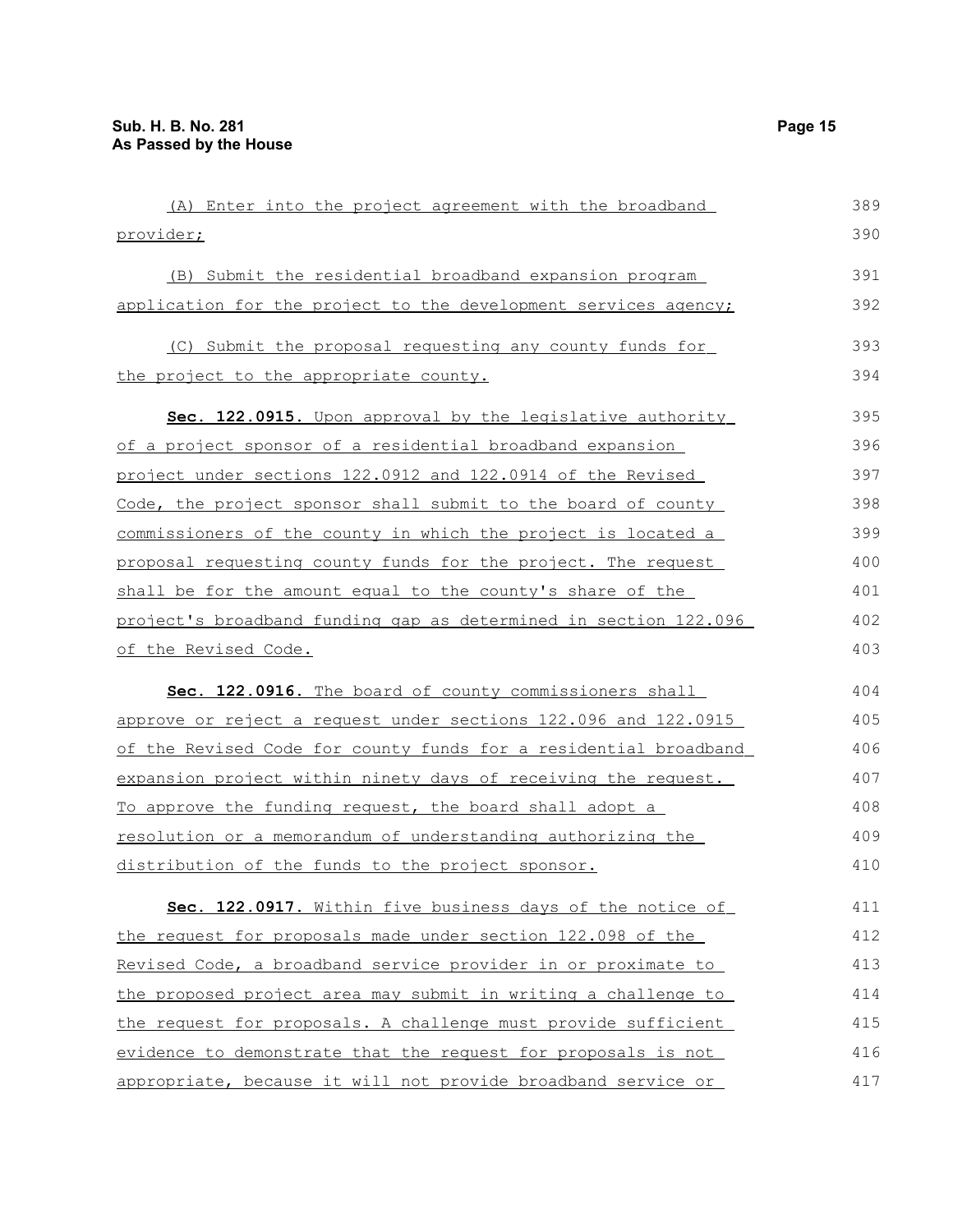(A) Enter into the project agreement with the broadband provider;

(B) Submit the residential broadband expansion program application for the project to the development services agency;

(C) Submit the proposal requesting any county funds for the project to the appropriate county.

**Sec. 122.0915.** Upon approval by the legislative authority of a project sponsor of a residential broadband expansion project under sections 122.0912 and 122.0914 of the Revised Code, the project sponsor shall submit to the board of county commissioners of the county in which the project is located a proposal requesting county funds for the project. The request shall be for the amount equal to the county's share of the project's broadband funding gap as determined in section 122.096 of the Revised Code.

**Sec. 122.0916.** The board of county commissioners shall approve or reject a request under sections 122.096 and 122.0915 of the Revised Code for county funds for a residential broadband expansion project within ninety days of receiving the request. To approve the funding request, the board shall adopt a resolution or a memorandum of understanding authorizing the distribution of the funds to the project sponsor.

**Sec. 122.0917.** Within five business days of the notice of the request for proposals made under section 122.098 of the Revised Code, a broadband service provider in or proximate to the proposed project area may submit in writing a challenge to the request for proposals. A challenge must provide sufficient evidence to demonstrate that the request for proposals is not appropriate, because it will not provide broadband service or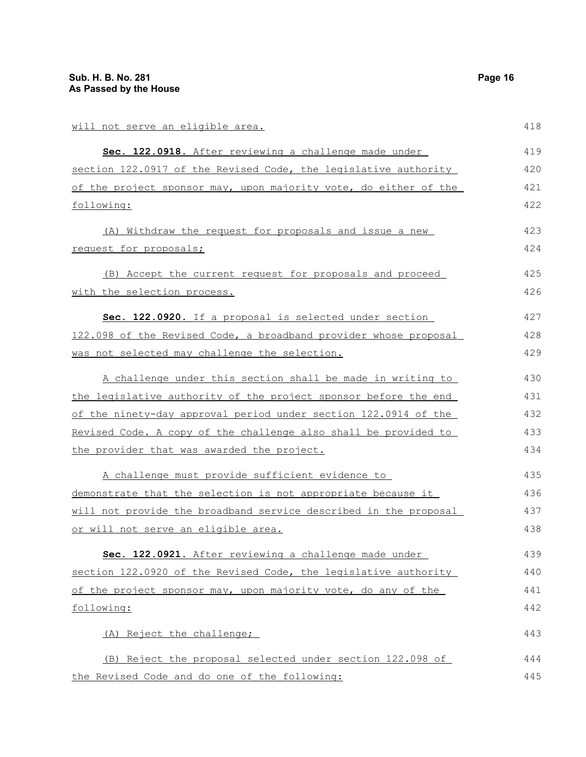will not serve an eligible area.

**Sec. 122.0918.** After reviewing a challenge made under section 122.0917 of the Revised Code, the legislative authority of the project sponsor may, upon majority vote, do either of the following:

(A) Withdraw the request for proposals and issue a new request for proposals;

(B) Accept the current request for proposals and proceed with the selection process.

**Sec. 122.0920.** If a proposal is selected under section 122.098 of the Revised Code, a broadband provider whose proposal was not selected may challenge the selection.

A challenge under this section shall be made in writing to the legislative authority of the project sponsor before the end of the ninety-day approval period under section 122.0914 of the Revised Code. A copy of the challenge also shall be provided to the provider that was awarded the project.

A challenge must provide sufficient evidence to demonstrate that the selection is not appropriate because it will not provide the broadband service described in the proposal or will not serve an eligible area.

**Sec. 122.0921.** After reviewing a challenge made under section 122.0920 of the Revised Code, the legislative authority of the project sponsor may, upon majority vote, do any of the following:

(A) Reject the challenge;

(B) Reject the proposal selected under section 122.098 of the Revised Code and do one of the following: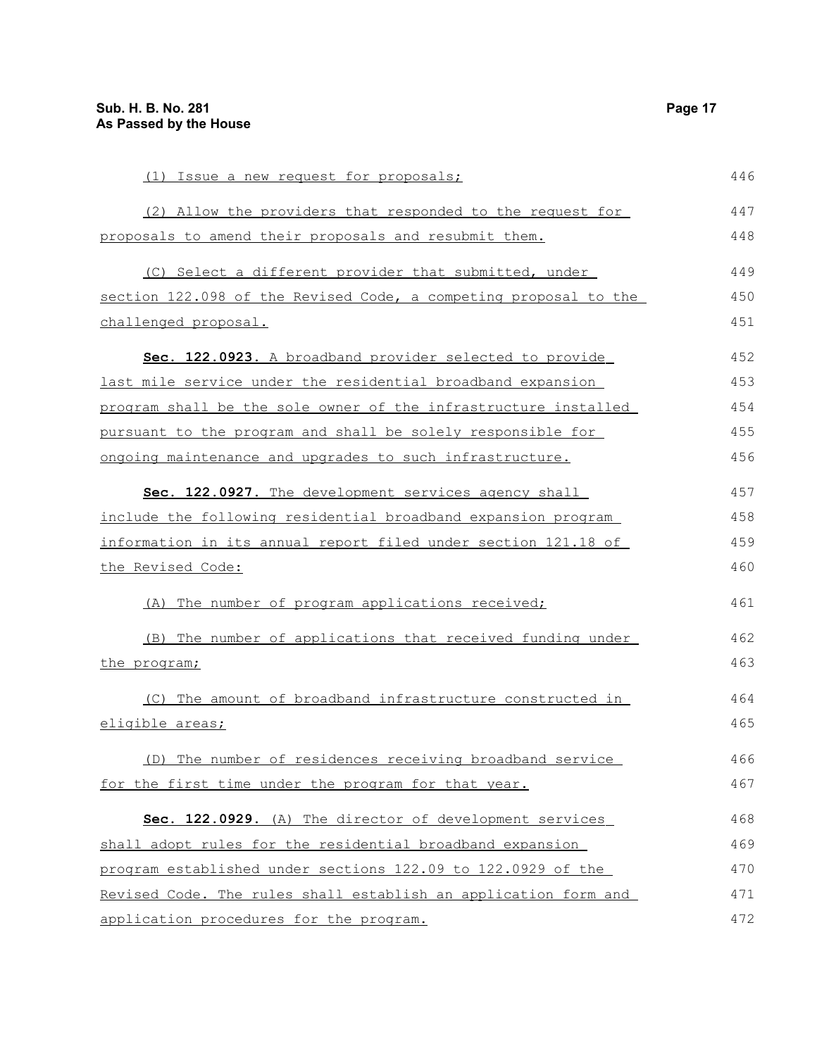(1) Issue a new request for proposals;

(2) Allow the providers that responded to the request for proposals to amend their proposals and resubmit them.

(C) Select a different provider that submitted, under section 122.098 of the Revised Code, a competing proposal to the challenged proposal.

**Sec. 122.0923.** A broadband provider selected to provide last mile service under the residential broadband expansion program shall be the sole owner of the infrastructure installed pursuant to the program and shall be solely responsible for ongoing maintenance and upgrades to such infrastructure.

**Sec. 122.0927.** The development services agency shall include the following residential broadband expansion program information in its annual report filed under section 121.18 of the Revised Code:

(A) The number of program applications received;

(B) The number of applications that received funding under the program;

(C) The amount of broadband infrastructure constructed in eligible areas;

(D) The number of residences receiving broadband service for the first time under the program for that year.

**Sec. 122.0929.** (A) The director of development services shall adopt rules for the residential broadband expansion program established under sections 122.09 to 122.0929 of the Revised Code. The rules shall establish an application form and application procedures for the program.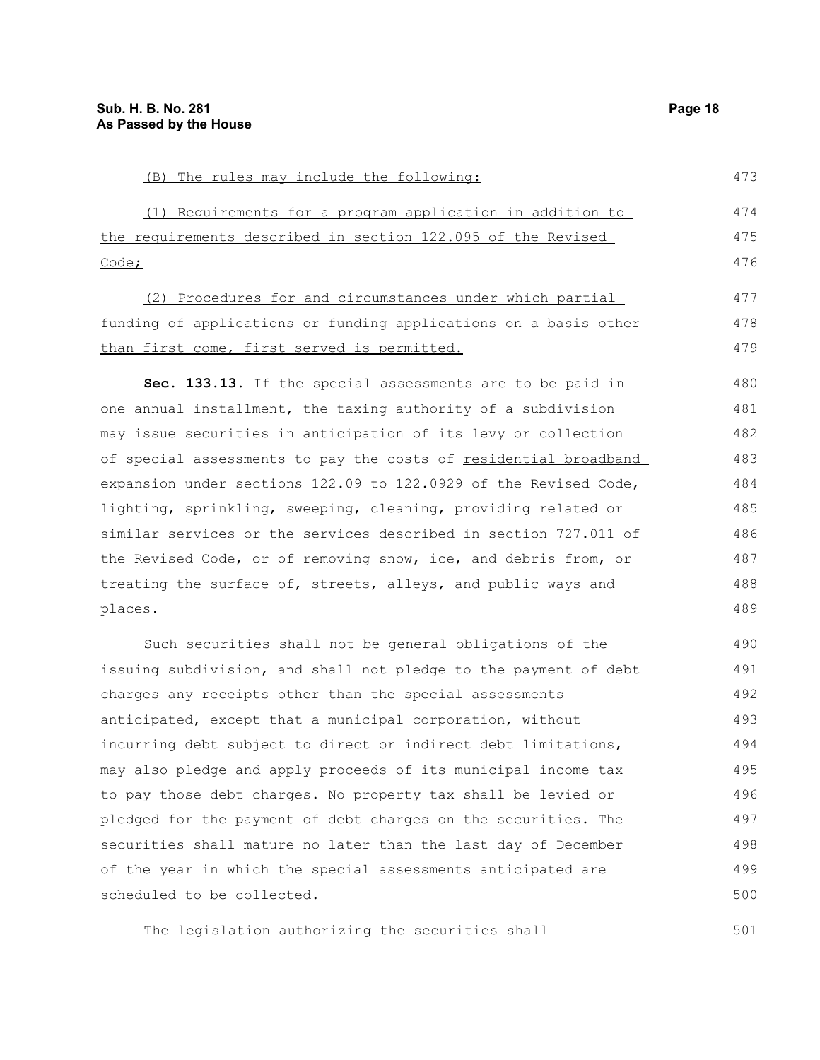(B) The rules may include the following:

(1) Requirements for a program application in addition to the requirements described in section 122.095 of the Revised Code;

(2) Procedures for and circumstances under which partial funding of applications or funding applications on a basis other than first come, first served is permitted.

**Sec. 133.13.** If the special assessments are to be paid in one annual installment, the taxing authority of a subdivision may issue securities in anticipation of its levy or collection of special assessments to pay the costs of residential broadband expansion under sections 122.09 to 122.0929 of the Revised Code, lighting, sprinkling, sweeping, cleaning, providing related or similar services or the services described in section 727.011 of the Revised Code, or of removing snow, ice, and debris from, or treating the surface of, streets, alleys, and public ways and places.

Such securities shall not be general obligations of the issuing subdivision, and shall not pledge to the payment of debt charges any receipts other than the special assessments anticipated, except that a municipal corporation, without incurring debt subject to direct or indirect debt limitations, may also pledge and apply proceeds of its municipal income tax to pay those debt charges. No property tax shall be levied or pledged for the payment of debt charges on the securities. The securities shall mature no later than the last day of December of the year in which the special assessments anticipated are scheduled to be collected.

The legislation authorizing the securities shall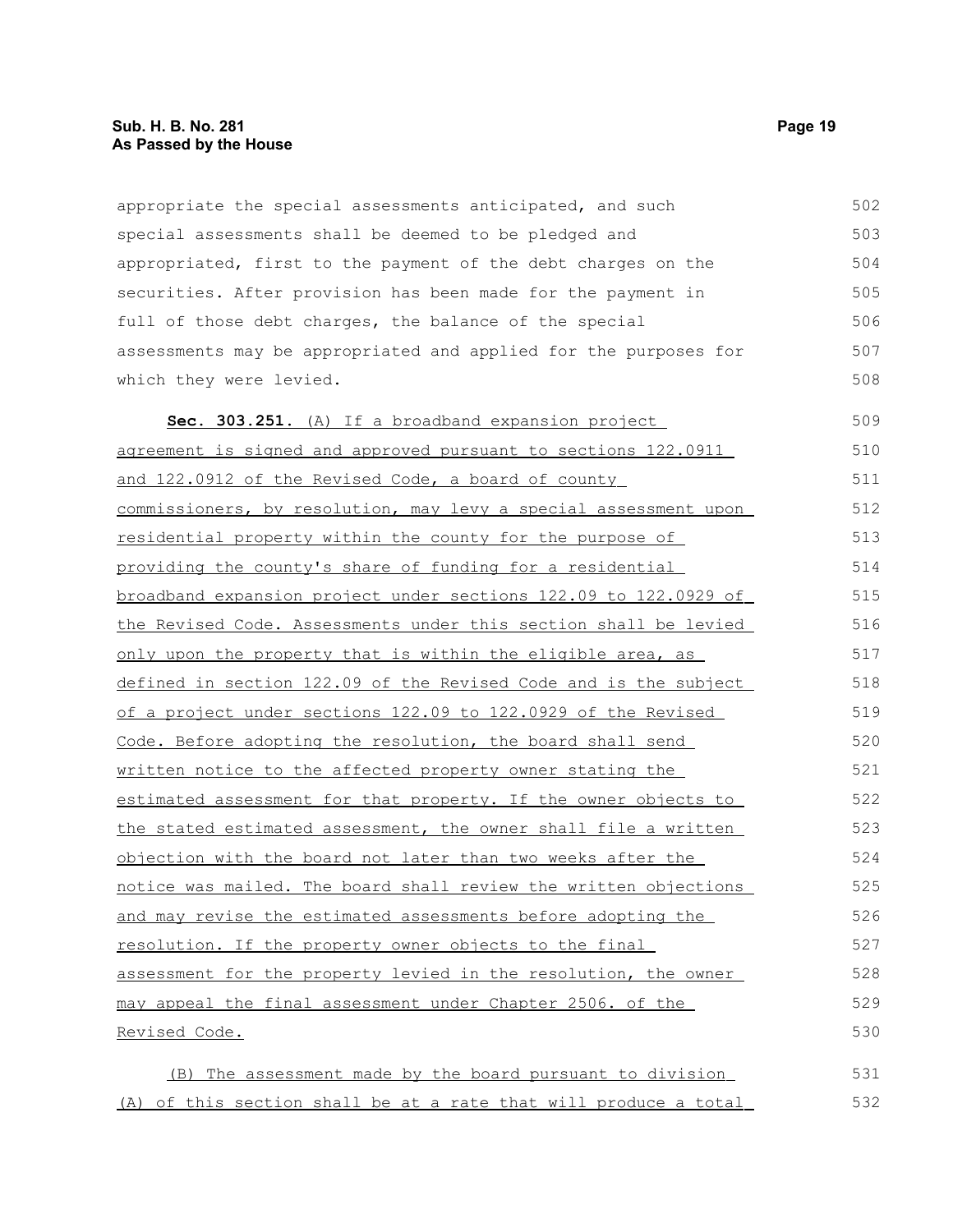appropriate the special assessments anticipated, and such special assessments shall be deemed to be pledged and appropriated, first to the payment of the debt charges on the securities. After provision has been made for the payment in full of those debt charges, the balance of the special assessments may be appropriated and applied for the purposes for which they were levied.

**Sec. 303.251.** (A) If a broadband expansion project agreement is signed and approved pursuant to sections 122.0911 and 122.0912 of the Revised Code, a board of county commissioners, by resolution, may levy a special assessment upon residential property within the county for the purpose of providing the county's share of funding for a residential broadband expansion project under sections 122.09 to 122.0929 of the Revised Code. Assessments under this section shall be levied only upon the property that is within the eligible area, as defined in section 122.09 of the Revised Code and is the subject of a project under sections 122.09 to 122.0929 of the Revised Code. Before adopting the resolution, the board shall send written notice to the affected property owner stating the estimated assessment for that property. If the owner objects to the stated estimated assessment, the owner shall file a written objection with the board not later than two weeks after the notice was mailed. The board shall review the written objections and may revise the estimated assessments before adopting the resolution. If the property owner objects to the final assessment for the property levied in the resolution, the owner may appeal the final assessment under Chapter 2506. of the Revised Code.

(B) The assessment made by the board pursuant to division (A) of this section shall be at a rate that will produce a total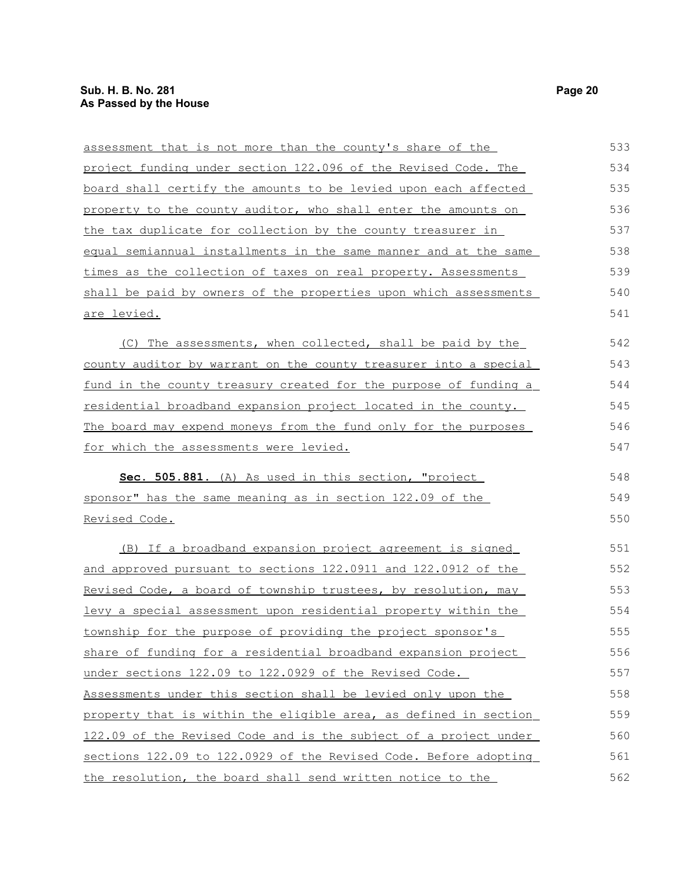assessment that is not more than the county's share of the project funding under section 122.096 of the Revised Code. The board shall certify the amounts to be levied upon each affected property to the county auditor, who shall enter the amounts on the tax duplicate for collection by the county treasurer in equal semiannual installments in the same manner and at the same times as the collection of taxes on real property. Assessments shall be paid by owners of the properties upon which assessments are levied.

(C) The assessments, when collected, shall be paid by the county auditor by warrant on the county treasurer into a special fund in the county treasury created for the purpose of funding a residential broadband expansion project located in the county. The board may expend moneys from the fund only for the purposes for which the assessments were levied.

**Sec. 505.881.** (A) As used in this section, "project sponsor" has the same meaning as in section 122.09 of the Revised Code.

(B) If a broadband expansion project agreement is signed and approved pursuant to sections 122.0911 and 122.0912 of the Revised Code, a board of township trustees, by resolution, may levy a special assessment upon residential property within the township for the purpose of providing the project sponsor's share of funding for a residential broadband expansion project under sections 122.09 to 122.0929 of the Revised Code. Assessments under this section shall be levied only upon the property that is within the eligible area, as defined in section 122.09 of the Revised Code and is the subject of a project under sections 122.09 to 122.0929 of the Revised Code. Before adopting the resolution, the board shall send written notice to the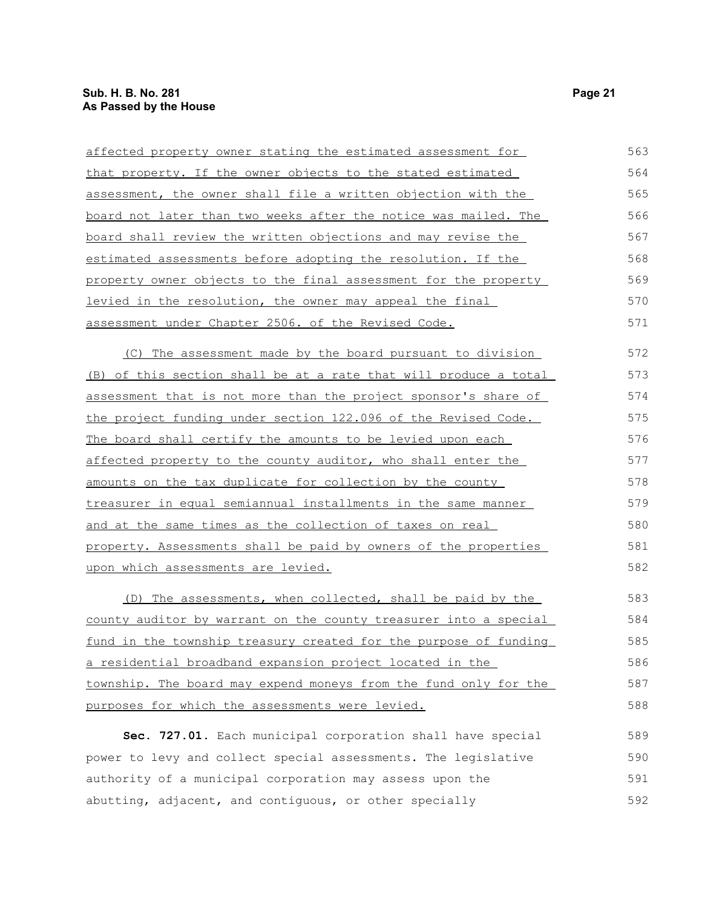affected property owner stating the estimated assessment for that property. If the owner objects to the stated estimated assessment, the owner shall file a written objection with the board not later than two weeks after the notice was mailed. The board shall review the written objections and may revise the estimated assessments before adopting the resolution. If the property owner objects to the final assessment for the property levied in the resolution, the owner may appeal the final assessment under Chapter 2506. of the Revised Code.

(C) The assessment made by the board pursuant to division (B) of this section shall be at a rate that will produce a total assessment that is not more than the project sponsor's share of the project funding under section 122.096 of the Revised Code. The board shall certify the amounts to be levied upon each affected property to the county auditor, who shall enter the amounts on the tax duplicate for collection by the county treasurer in equal semiannual installments in the same manner and at the same times as the collection of taxes on real property. Assessments shall be paid by owners of the properties upon which assessments are levied.

(D) The assessments, when collected, shall be paid by the county auditor by warrant on the county treasurer into a special fund in the township treasury created for the purpose of funding a residential broadband expansion project located in the township. The board may expend moneys from the fund only for the purposes for which the assessments were levied.

**Sec. 727.01.** Each municipal corporation shall have special power to levy and collect special assessments. The legislative authority of a municipal corporation may assess upon the abutting, adjacent, and contiguous, or other specially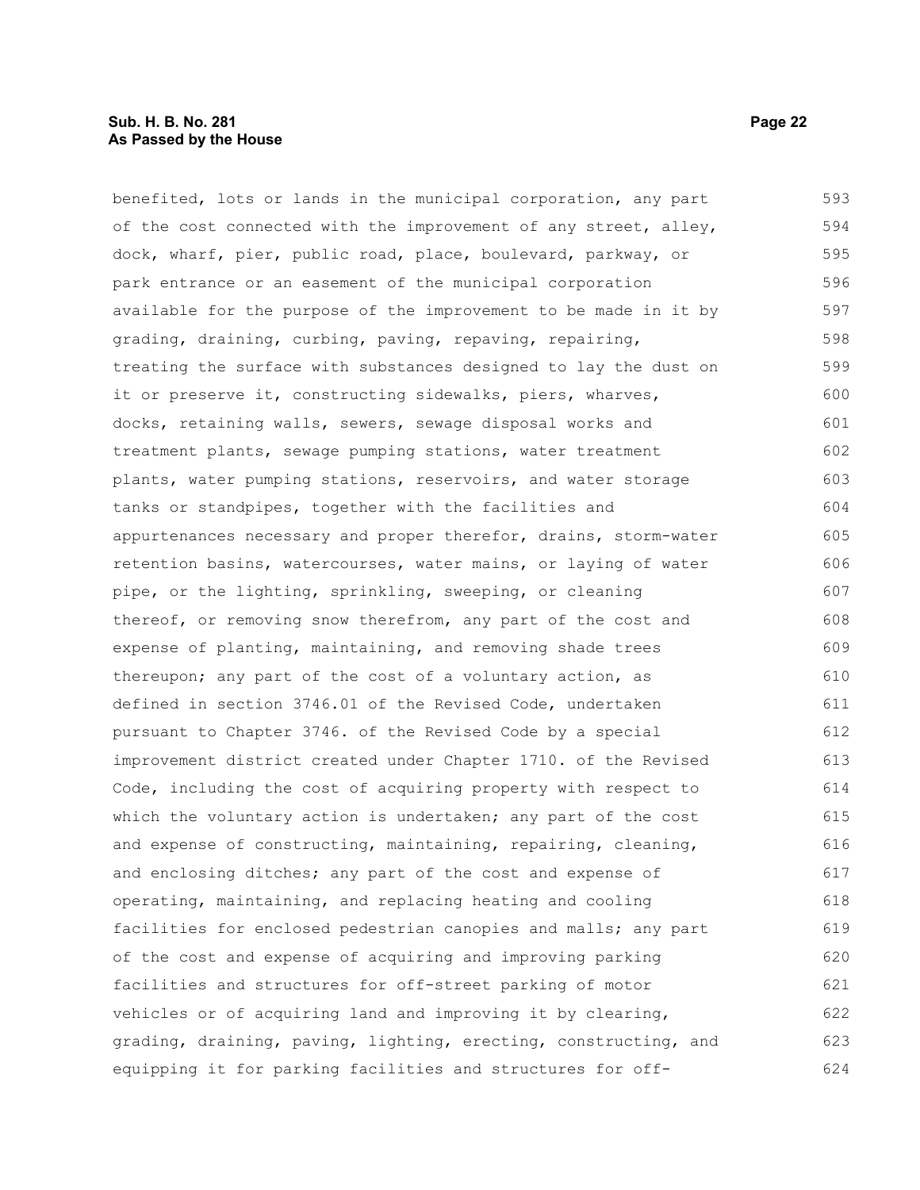benefited, lots or lands in the municipal corporation, any part of the cost connected with the improvement of any street, alley, dock, wharf, pier, public road, place, boulevard, parkway, or park entrance or an easement of the municipal corporation available for the purpose of the improvement to be made in it by grading, draining, curbing, paving, repaving, repairing, treating the surface with substances designed to lay the dust on it or preserve it, constructing sidewalks, piers, wharves, docks, retaining walls, sewers, sewage disposal works and treatment plants, sewage pumping stations, water treatment plants, water pumping stations, reservoirs, and water storage tanks or standpipes, together with the facilities and appurtenances necessary and proper therefor, drains, storm-water retention basins, watercourses, water mains, or laying of water pipe, or the lighting, sprinkling, sweeping, or cleaning thereof, or removing snow therefrom, any part of the cost and expense of planting, maintaining, and removing shade trees thereupon; any part of the cost of a voluntary action, as defined in section 3746.01 of the Revised Code, undertaken pursuant to Chapter 3746. of the Revised Code by a special improvement district created under Chapter 1710. of the Revised Code, including the cost of acquiring property with respect to which the voluntary action is undertaken; any part of the cost and expense of constructing, maintaining, repairing, cleaning, and enclosing ditches; any part of the cost and expense of operating, maintaining, and replacing heating and cooling facilities for enclosed pedestrian canopies and malls; any part of the cost and expense of acquiring and improving parking facilities and structures for off-street parking of motor vehicles or of acquiring land and improving it by clearing, grading, draining, paving, lighting, erecting, constructing, and equipping it for parking facilities and structures for off-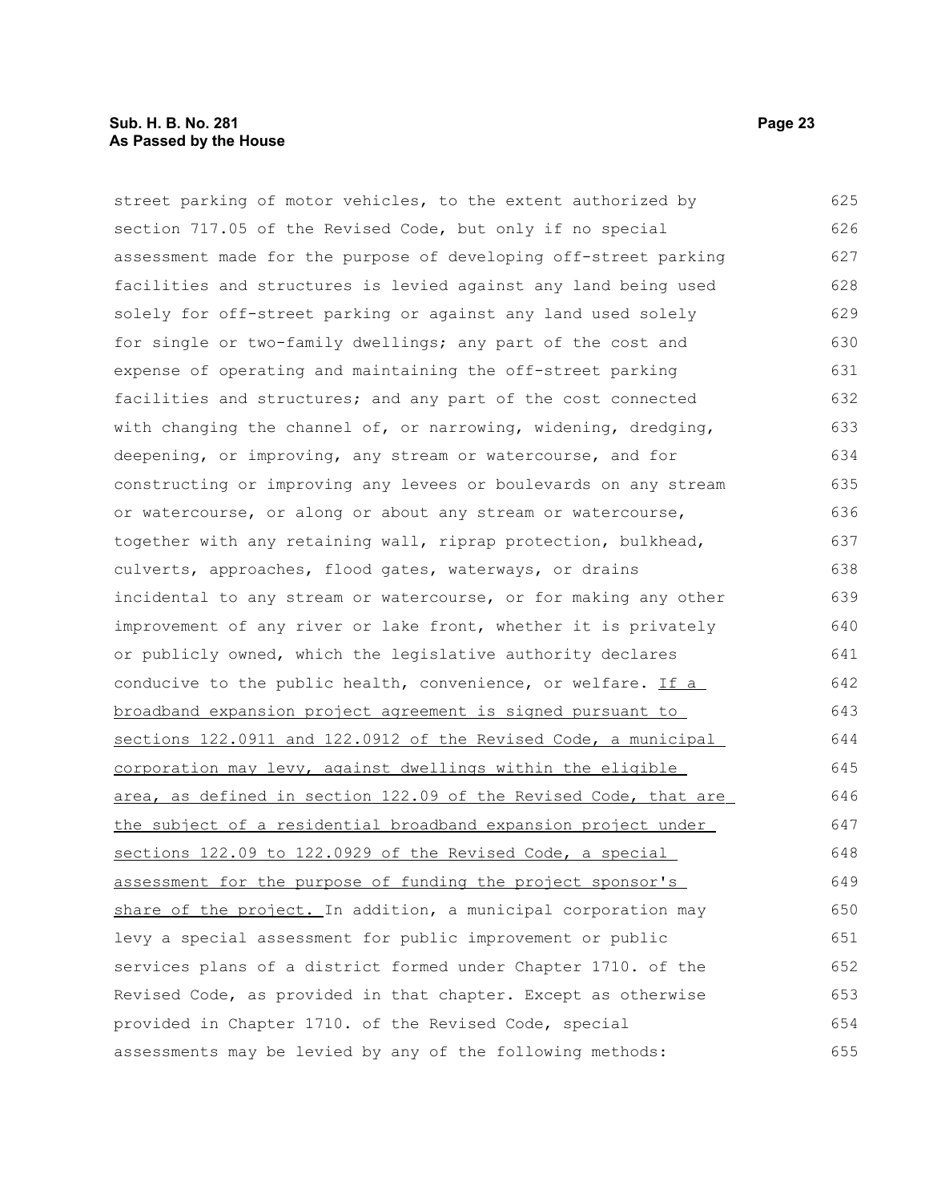street parking of motor vehicles, to the extent authorized by section 717.05 of the Revised Code, but only if no special assessment made for the purpose of developing off-street parking facilities and structures is levied against any land being used solely for off-street parking or against any land used solely for single or two-family dwellings; any part of the cost and expense of operating and maintaining the off-street parking facilities and structures; and any part of the cost connected with changing the channel of, or narrowing, widening, dredging, deepening, or improving, any stream or watercourse, and for constructing or improving any levees or boulevards on any stream or watercourse, or along or about any stream or watercourse, together with any retaining wall, riprap protection, bulkhead, culverts, approaches, flood gates, waterways, or drains incidental to any stream or watercourse, or for making any other improvement of any river or lake front, whether it is privately or publicly owned, which the legislative authority declares conducive to the public health, convenience, or welfare. <u>If a broadband expansion project agreement is signed pursuant to sections 122.0911 and 122.0912 of the Revised Code, a municipal corporation may levy, against dwellings within the eligible area, as defined in section 122.09 of the Revised Code, that are the subject of a residential broadband expansion project under sections 122.09 to 122.0929 of the Revised Code, a special assessment for the purpose of funding the project sponsor's share of the project.</u> In addition, a municipal corporation may levy a special assessment for public improvement or public services plans of a district formed under Chapter 1710. of the Revised Code, as provided in that chapter. Except as otherwise provided in Chapter 1710. of the Revised Code, special assessments may be levied by any of the following methods: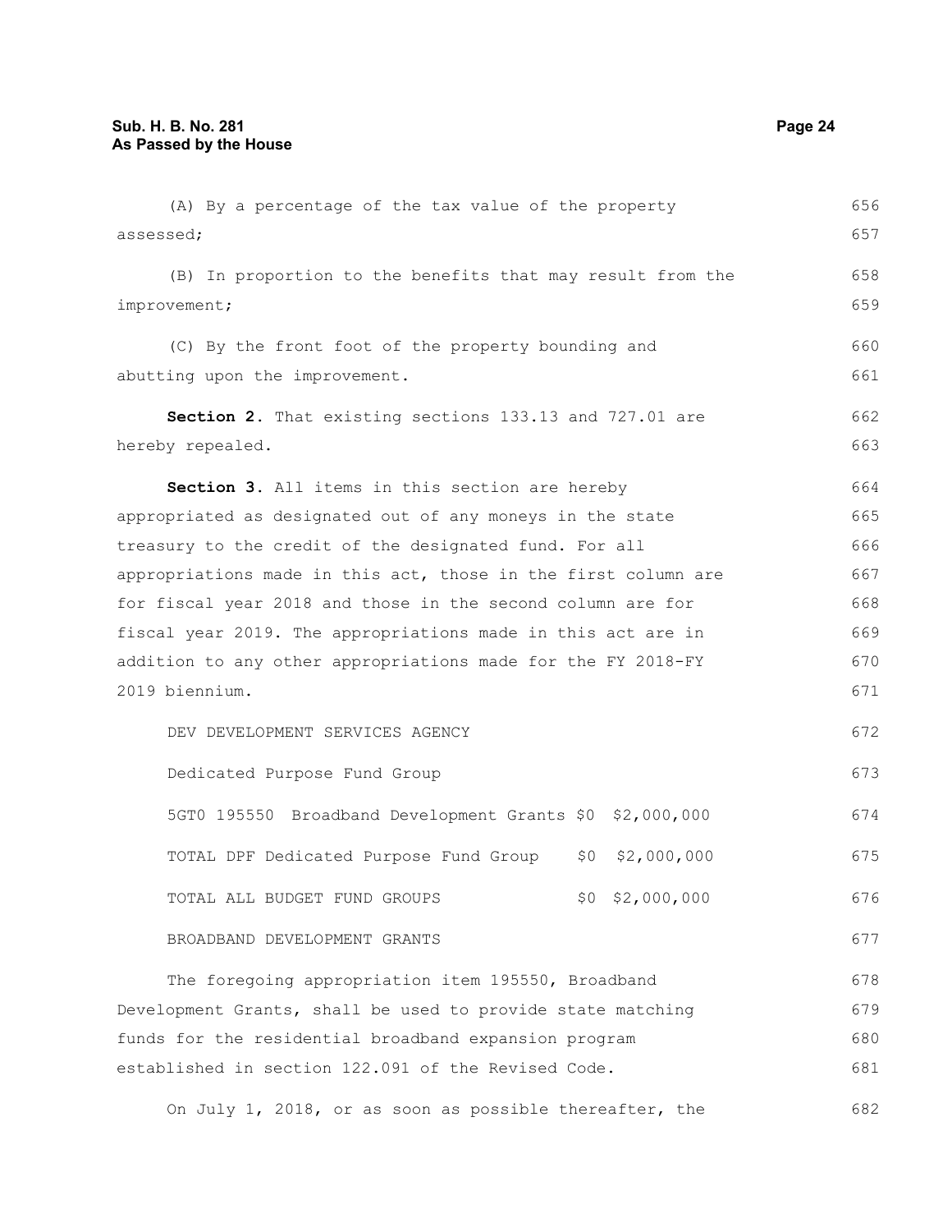(A) By a percentage of the tax value of the property assessed;

(B) In proportion to the benefits that may result from the improvement;

(C) By the front foot of the property bounding and abutting upon the improvement.

**Section 2.** That existing sections 133.13 and 727.01 are hereby repealed.

**Section 3.** All items in this section are hereby appropriated as designated out of any moneys in the state treasury to the credit of the designated fund. For all appropriations made in this act, those in the first column are for fiscal year 2018 and those in the second column are for fiscal year 2019. The appropriations made in this act are in addition to any other appropriations made for the FY 2018-FY 2019 biennium.

| | | | |
|---|---|---|---|
| DEV DEVELOPMENT SERVICES AGENCY | | | |
| Dedicated Purpose Fund Group | | | |
| 5GT0 195550 | Broadband Development Grants | $0 | $2,000,000 |
| TOTAL DPF Dedicated Purpose Fund Group | | $0 | $2,000,000 |
| TOTAL ALL BUDGET FUND GROUPS | | $0 | $2,000,000 |

BROADBAND DEVELOPMENT GRANTS

The foregoing appropriation item 195550, Broadband Development Grants, shall be used to provide state matching funds for the residential broadband expansion program established in section 122.091 of the Revised Code.

On July 1, 2018, or as soon as possible thereafter, the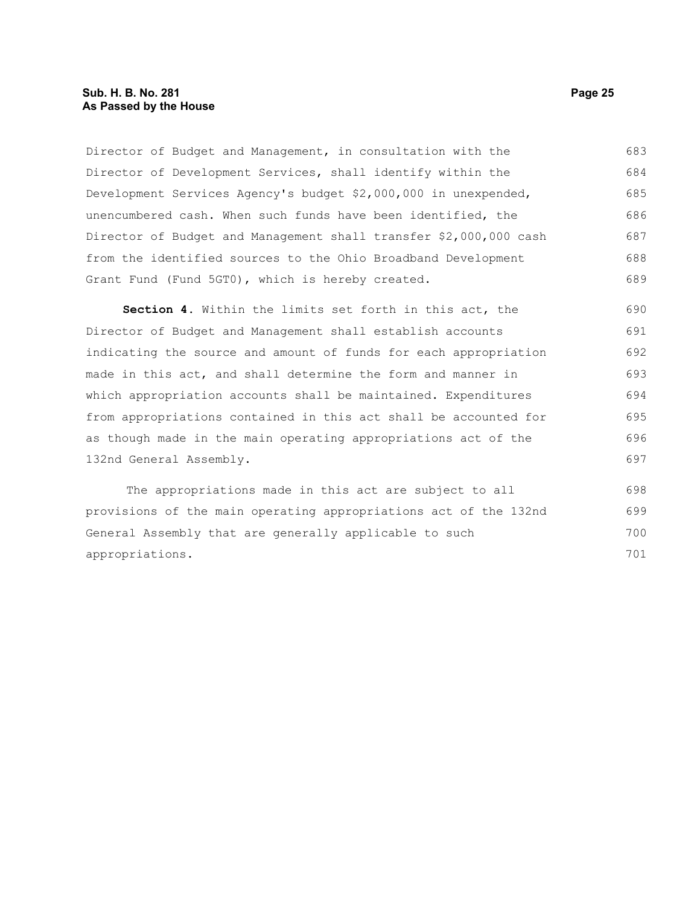Director of Budget and Management, in consultation with the Director of Development Services, shall identify within the Development Services Agency's budget $2,000,000 in unexpended, unencumbered cash. When such funds have been identified, the Director of Budget and Management shall transfer $2,000,000 cash from the identified sources to the Ohio Broadband Development Grant Fund (Fund 5GT0), which is hereby created.

**Section 4.** Within the limits set forth in this act, the Director of Budget and Management shall establish accounts indicating the source and amount of funds for each appropriation made in this act, and shall determine the form and manner in which appropriation accounts shall be maintained. Expenditures from appropriations contained in this act shall be accounted for as though made in the main operating appropriations act of the 132nd General Assembly.

The appropriations made in this act are subject to all provisions of the main operating appropriations act of the 132nd General Assembly that are generally applicable to such appropriations.